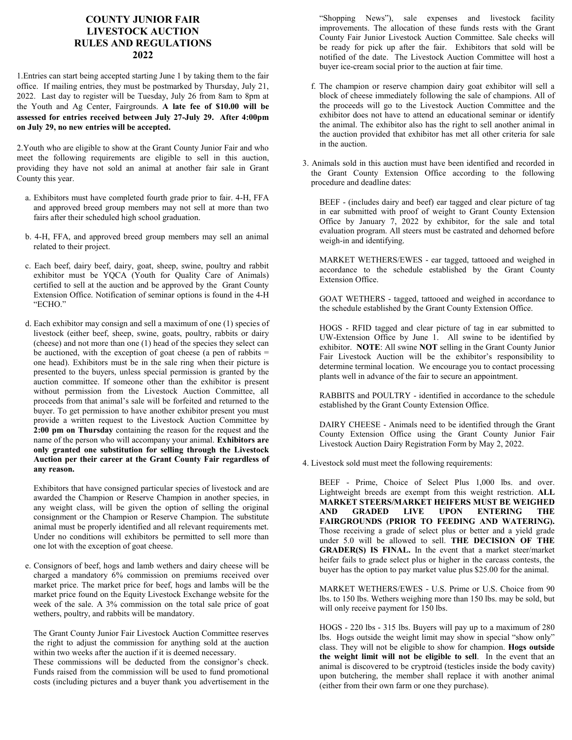# COUNTY JUNIOR FAIR LIVESTOCK AUCTION RULES AND REGULATIONS 2022

1.Entries can start being accepted starting June 1 by taking them to the fair office. If mailing entries, they must be postmarked by Thursday, July 21, 2022. Last day to register will be Tuesday, July 26 from 8am to 8pm at the Youth and Ag Center, Fairgrounds. **A late fee of $10.00 will be assessed for entries received between July 27-July 29. After 4:00pm on July 29, no new entries will be accepted.**

2.Youth who are eligible to show at the Grant County Junior Fair and who meet the following requirements are eligible to sell in this auction, providing they have not sold an animal at another fair sale in Grant County this year.

a. Exhibitors must have completed fourth grade prior to fair. 4-H, FFA and approved breed group members may not sell at more than two fairs after their scheduled high school graduation.

b. 4-H, FFA, and approved breed group members may sell an animal related to their project.

c. Each beef, dairy beef, dairy, goat, sheep, swine, poultry and rabbit exhibitor must be YQCA (Youth for Quality Care of Animals) certified to sell at the auction and be approved by the Grant County Extension Office. Notification of seminar options is found in the 4-H "ECHO."

d. Each exhibitor may consign and sell a maximum of one (1) species of livestock (either beef, sheep, swine, goats, poultry, rabbits or dairy (cheese) and not more than one (1) head of the species they select can be auctioned, with the exception of goat cheese (a pen of rabbits = one head). Exhibitors must be in the sale ring when their picture is presented to the buyers, unless special permission is granted by the auction committee. If someone other than the exhibitor is present without permission from the Livestock Auction Committee, all proceeds from that animal's sale will be forfeited and returned to the buyer. To get permission to have another exhibitor present you must provide a written request to the Livestock Auction Committee by **2:00 pm on Thursday** containing the reason for the request and the name of the person who will accompany your animal. **Exhibitors are only granted one substitution for selling through the Livestock Auction per their career at the Grant County Fair regardless of any reason.**

Exhibitors that have consigned particular species of livestock and are awarded the Champion or Reserve Champion in another species, in any weight class, will be given the option of selling the original consignment or the Champion or Reserve Champion. The substitute animal must be properly identified and all relevant requirements met. Under no conditions will exhibitors be permitted to sell more than one lot with the exception of goat cheese.

e. Consignors of beef, hogs and lamb wethers and dairy cheese will be charged a mandatory 6% commission on premiums received over market price. The market price for beef, hogs and lambs will be the market price found on the Equity Livestock Exchange website for the week of the sale. A 3% commission on the total sale price of goat wethers, poultry, and rabbits will be mandatory.

The Grant County Junior Fair Livestock Auction Committee reserves the right to adjust the commission for anything sold at the auction within two weeks after the auction if it is deemed necessary.
These commissions will be deducted from the consignor's check. Funds raised from the commission will be used to fund promotional costs (including pictures and a buyer thank you advertisement in the "Shopping News"), sale expenses and livestock facility improvements. The allocation of these funds rests with the Grant County Fair Junior Livestock Auction Committee. Sale checks will be ready for pick up after the fair. Exhibitors that sold will be notified of the date. The Livestock Auction Committee will host a buyer ice-cream social prior to the auction at fair time.

f. The champion or reserve champion dairy goat exhibitor will sell a block of cheese immediately following the sale of champions. All of the proceeds will go to the Livestock Auction Committee and the exhibitor does not have to attend an educational seminar or identify the animal. The exhibitor also has the right to sell another animal in the auction provided that exhibitor has met all other criteria for sale in the auction.

3. Animals sold in this auction must have been identified and recorded in the Grant County Extension Office according to the following procedure and deadline dates:

BEEF - (includes dairy and beef) ear tagged and clear picture of tag in ear submitted with proof of weight to Grant County Extension Office by January 7, 2022 by exhibitor, for the sale and total evaluation program. All steers must be castrated and dehorned before weigh-in and identifying.

MARKET WETHERS/EWES - ear tagged, tattooed and weighed in accordance to the schedule established by the Grant County Extension Office.

GOAT WETHERS - tagged, tattooed and weighed in accordance to the schedule established by the Grant County Extension Office.

HOGS - RFID tagged and clear picture of tag in ear submitted to UW-Extension Office by June 1. All swine to be identified by exhibitor. **NOTE**: All swine **NOT** selling in the Grant County Junior Fair Livestock Auction will be the exhibitor's responsibility to determine terminal location. We encourage you to contact processing plants well in advance of the fair to secure an appointment.

RABBITS and POULTRY - identified in accordance to the schedule established by the Grant County Extension Office.

DAIRY CHEESE - Animals need to be identified through the Grant County Extension Office using the Grant County Junior Fair Livestock Auction Dairy Registration Form by May 2, 2022.

4. Livestock sold must meet the following requirements:

BEEF - Prime, Choice of Select Plus 1,000 lbs. and over. Lightweight breeds are exempt from this weight restriction. **ALL MARKET STEERS/MARKET HEIFERS MUST BE WEIGHED AND GRADED LIVE UPON ENTERING THE FAIRGROUNDS (PRIOR TO FEEDING AND WATERING).** Those receiving a grade of select plus or better and a yield grade under 5.0 will be allowed to sell. **THE DECISION OF THE GRADER(S) IS FINAL.** In the event that a market steer/market heifer fails to grade select plus or higher in the carcass contests, the buyer has the option to pay market value plus $25.00 for the animal.

MARKET WETHERS/EWES - U.S. Prime or U.S. Choice from 90 lbs. to 150 lbs. Wethers weighing more than 150 lbs. may be sold, but will only receive payment for 150 lbs.

HOGS - 220 lbs - 315 lbs. Buyers will pay up to a maximum of 280 lbs. Hogs outside the weight limit may show in special "show only" class. They will not be eligible to show for champion. **Hogs outside the weight limit will not be eligible to sell**. In the event that an animal is discovered to be cryptroid (testicles inside the body cavity) upon butchering, the member shall replace it with another animal (either from their own farm or one they purchase).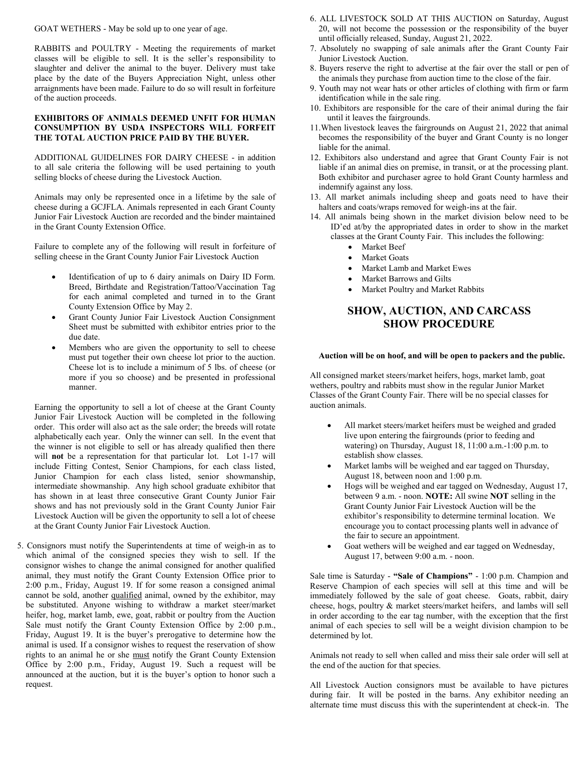GOAT WETHERS - May be sold up to one year of age.

RABBITS and POULTRY - Meeting the requirements of market classes will be eligible to sell. It is the seller's responsibility to slaughter and deliver the animal to the buyer. Delivery must take place by the date of the Buyers Appreciation Night, unless other arraignments have been made. Failure to do so will result in forfeiture of the auction proceeds.

**EXHIBITORS OF ANIMALS DEEMED UNFIT FOR HUMAN CONSUMPTION BY USDA INSPECTORS WILL FORFEIT THE TOTAL AUCTION PRICE PAID BY THE BUYER.**

ADDITIONAL GUIDELINES FOR DAIRY CHEESE - in addition to all sale criteria the following will be used pertaining to youth selling blocks of cheese during the Livestock Auction.

Animals may only be represented once in a lifetime by the sale of cheese during a GCJFLA. Animals represented in each Grant County Junior Fair Livestock Auction are recorded and the binder maintained in the Grant County Extension Office.

Failure to complete any of the following will result in forfeiture of selling cheese in the Grant County Junior Fair Livestock Auction

- Identification of up to 6 dairy animals on Dairy ID Form. Breed, Birthdate and Registration/Tattoo/Vaccination Tag for each animal completed and turned in to the Grant County Extension Office by May 2.
- Grant County Junior Fair Livestock Auction Consignment Sheet must be submitted with exhibitor entries prior to the due date.
- Members who are given the opportunity to sell to cheese must put together their own cheese lot prior to the auction. Cheese lot is to include a minimum of 5 lbs. of cheese (or more if you so choose) and be presented in professional manner.

Earning the opportunity to sell a lot of cheese at the Grant County Junior Fair Livestock Auction will be completed in the following order. This order will also act as the sale order; the breeds will rotate alphabetically each year. Only the winner can sell. In the event that the winner is not eligible to sell or has already qualified then there will **not** be a representation for that particular lot. Lot 1-17 will include Fitting Contest, Senior Champions, for each class listed, Junior Champion for each class listed, senior showmanship, intermediate showmanship. Any high school graduate exhibitor that has shown in at least three consecutive Grant County Junior Fair shows and has not previously sold in the Grant County Junior Fair Livestock Auction will be given the opportunity to sell a lot of cheese at the Grant County Junior Fair Livestock Auction.

5. Consignors must notify the Superintendents at time of weigh-in as to which animal of the consigned species they wish to sell. If the consignor wishes to change the animal consigned for another qualified animal, they must notify the Grant County Extension Office prior to 2:00 p.m., Friday, August 19. If for some reason a consigned animal cannot be sold, another qualified animal, owned by the exhibitor, may be substituted. Anyone wishing to withdraw a market steer/market heifer, hog, market lamb, ewe, goat, rabbit or poultry from the Auction Sale must notify the Grant County Extension Office by 2:00 p.m., Friday, August 19. It is the buyer's prerogative to determine how the animal is used. If a consignor wishes to request the reservation of show rights to an animal he or she must notify the Grant County Extension Office by 2:00 p.m., Friday, August 19. Such a request will be announced at the auction, but it is the buyer's option to honor such a request.
6. ALL LIVESTOCK SOLD AT THIS AUCTION on Saturday, August 20, will not become the possession or the responsibility of the buyer until officially released, Sunday, August 21, 2022.
7. Absolutely no swapping of sale animals after the Grant County Fair Junior Livestock Auction.
8. Buyers reserve the right to advertise at the fair over the stall or pen of the animals they purchase from auction time to the close of the fair.
9. Youth may not wear hats or other articles of clothing with firm or farm identification while in the sale ring.
10. Exhibitors are responsible for the care of their animal during the fair until it leaves the fairgrounds.
11. When livestock leaves the fairgrounds on August 21, 2022 that animal becomes the responsibility of the buyer and Grant County is no longer liable for the animal.
12. Exhibitors also understand and agree that Grant County Fair is not liable if an animal dies on premise, in transit, or at the processing plant. Both exhibitor and purchaser agree to hold Grant County harmless and indemnify against any loss.
13. All market animals including sheep and goats need to have their halters and coats/wraps removed for weigh-ins at the fair.
14. All animals being shown in the market division below need to be ID'ed at/by the appropriated dates in order to show in the market classes at the Grant County Fair. This includes the following:
    - Market Beef
    - Market Goats
    - Market Lamb and Market Ewes
    - Market Barrows and Gilts
    - Market Poultry and Market Rabbits

## SHOW, AUCTION, AND CARCASS SHOW PROCEDURE

**Auction will be on hoof, and will be open to packers and the public.**

All consigned market steers/market heifers, hogs, market lamb, goat wethers, poultry and rabbits must show in the regular Junior Market Classes of the Grant County Fair. There will be no special classes for auction animals.

- All market steers/market heifers must be weighed and graded live upon entering the fairgrounds (prior to feeding and watering) on Thursday, August 18, 11:00 a.m.-1:00 p.m. to establish show classes.
- Market lambs will be weighed and ear tagged on Thursday, August 18, between noon and 1:00 p.m.
- Hogs will be weighed and ear tagged on Wednesday, August 17, between 9 a.m. - noon. **NOTE:** All swine **NOT** selling in the Grant County Junior Fair Livestock Auction will be the exhibitor's responsibility to determine terminal location. We encourage you to contact processing plants well in advance of the fair to secure an appointment.
- Goat wethers will be weighed and ear tagged on Wednesday, August 17, between 9:00 a.m. - noon.

Sale time is Saturday - **"Sale of Champions"** - 1:00 p.m. Champion and Reserve Champion of each species will sell at this time and will be immediately followed by the sale of goat cheese. Goats, rabbit, dairy cheese, hogs, poultry & market steers/market heifers, and lambs will sell in order according to the ear tag number, with the exception that the first animal of each species to sell will be a weight division champion to be determined by lot.

Animals not ready to sell when called and miss their sale order will sell at the end of the auction for that species.

All Livestock Auction consignors must be available to have pictures during fair. It will be posted in the barns. Any exhibitor needing an alternate time must discuss this with the superintendent at check-in. The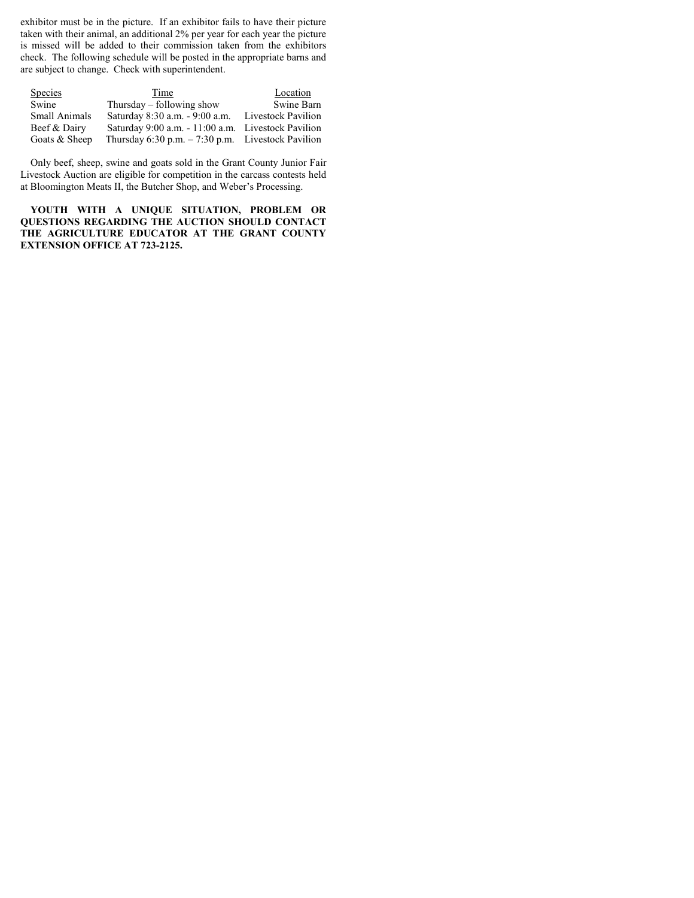exhibitor must be in the picture. If an exhibitor fails to have their picture taken with their animal, an additional 2% per year for each year the picture is missed will be added to their commission taken from the exhibitors check. The following schedule will be posted in the appropriate barns and are subject to change. Check with superintendent.

| Species | Time | Location |
|---|---|---|
| Swine | Thursday – following show | Swine Barn |
| Small Animals | Saturday 8:30 a.m. - 9:00 a.m. | Livestock Pavilion |
| Beef & Dairy | Saturday 9:00 a.m. - 11:00 a.m. | Livestock Pavilion |
| Goats & Sheep | Thursday 6:30 p.m. – 7:30 p.m. | Livestock Pavilion |

Only beef, sheep, swine and goats sold in the Grant County Junior Fair Livestock Auction are eligible for competition in the carcass contests held at Bloomington Meats II, the Butcher Shop, and Weber's Processing.

**YOUTH WITH A UNIQUE SITUATION, PROBLEM OR QUESTIONS REGARDING THE AUCTION SHOULD CONTACT THE AGRICULTURE EDUCATOR AT THE GRANT COUNTY EXTENSION OFFICE AT 723-2125.**